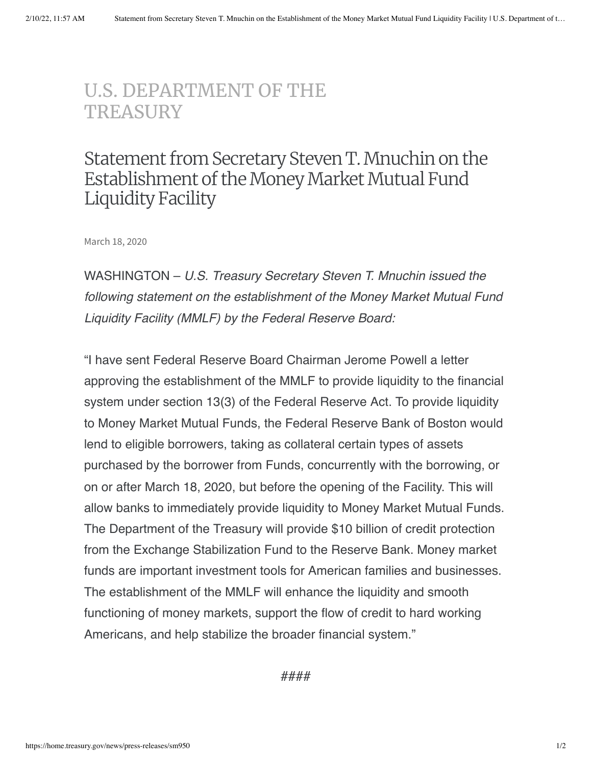U.S. DEPARTMENT OF THE TREASURY

# Statement from Secretary Steven T. Mnuchin on the Establishment of the Money Market Mutual Fund Liquidity Facility

March 18, 2020

WASHINGTON – *U.S. Treasury Secretary Steven T. Mnuchin issued the following statement on the establishment of the Money Market Mutual Fund Liquidity Facility (MMLF) by the Federal Reserve Board:*

"I have sent Federal Reserve Board Chairman Jerome Powell a letter approving the establishment of the MMLF to provide liquidity to the financial system under section 13(3) of the Federal Reserve Act. To provide liquidity to Money Market Mutual Funds, the Federal Reserve Bank of Boston would lend to eligible borrowers, taking as collateral certain types of assets purchased by the borrower from Funds, concurrently with the borrowing, or on or after March 18, 2020, but before the opening of the Facility. This will allow banks to immediately provide liquidity to Money Market Mutual Funds. The Department of the Treasury will provide $10 billion of credit protection from the Exchange Stabilization Fund to the Reserve Bank. Money market funds are important investment tools for American families and businesses. The establishment of the MMLF will enhance the liquidity and smooth functioning of money markets, support the flow of credit to hard working Americans, and help stabilize the broader financial system."

####